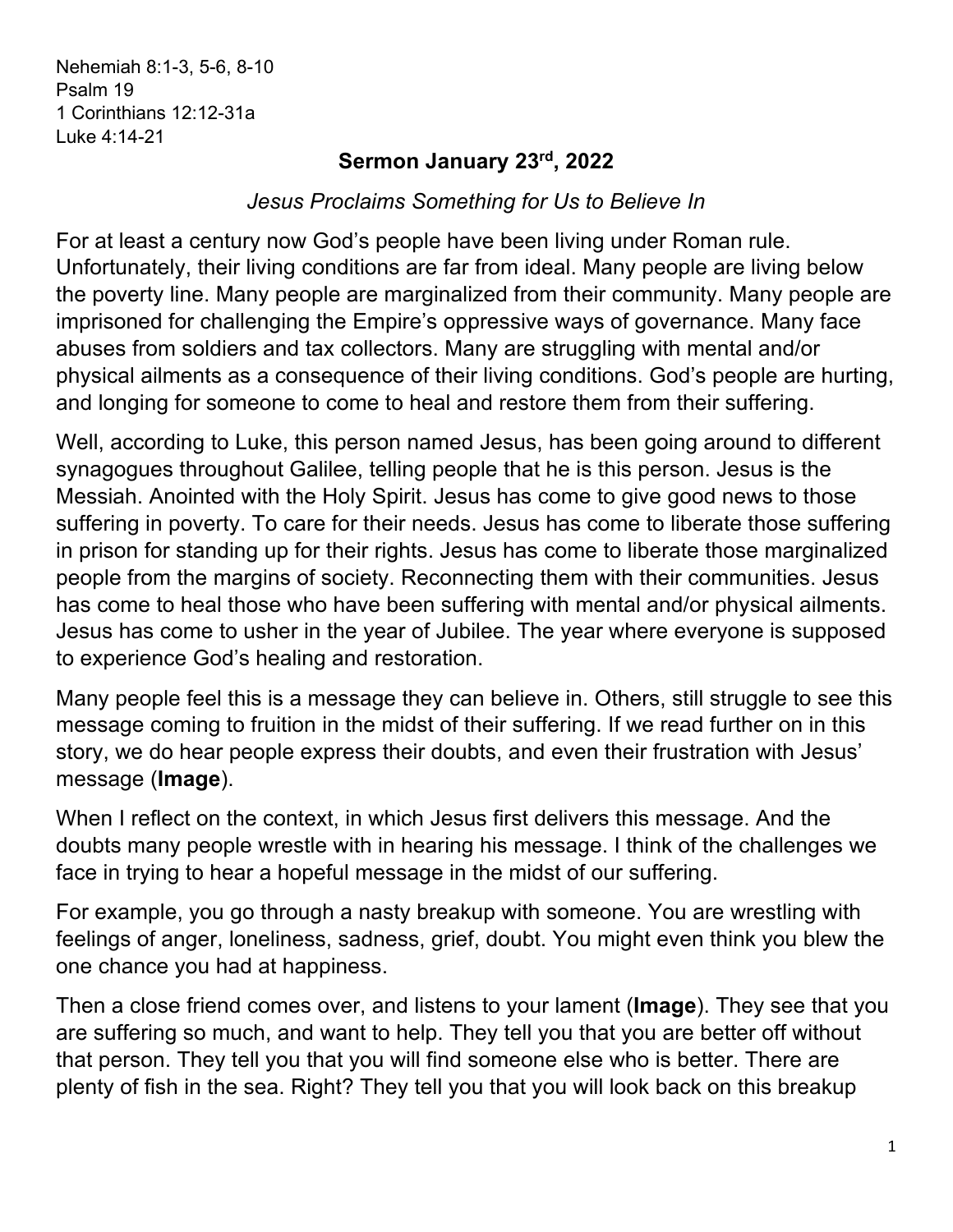Nehemiah 8:1-3, 5-6, 8-10
Psalm 19
1 Corinthians 12:12-31a
Luke 4:14-21

# Sermon January 23rd, 2022

*Jesus Proclaims Something for Us to Believe In*

For at least a century now God's people have been living under Roman rule. Unfortunately, their living conditions are far from ideal. Many people are living below the poverty line. Many people are marginalized from their community. Many people are imprisoned for challenging the Empire's oppressive ways of governance. Many face abuses from soldiers and tax collectors. Many are struggling with mental and/or physical ailments as a consequence of their living conditions. God's people are hurting, and longing for someone to come to heal and restore them from their suffering.

Well, according to Luke, this person named Jesus, has been going around to different synagogues throughout Galilee, telling people that he is this person. Jesus is the Messiah. Anointed with the Holy Spirit. Jesus has come to give good news to those suffering in poverty. To care for their needs. Jesus has come to liberate those suffering in prison for standing up for their rights. Jesus has come to liberate those marginalized people from the margins of society. Reconnecting them with their communities. Jesus has come to heal those who have been suffering with mental and/or physical ailments. Jesus has come to usher in the year of Jubilee. The year where everyone is supposed to experience God's healing and restoration.

Many people feel this is a message they can believe in. Others, still struggle to see this message coming to fruition in the midst of their suffering. If we read further on in this story, we do hear people express their doubts, and even their frustration with Jesus' message (**Image**).

When I reflect on the context, in which Jesus first delivers this message. And the doubts many people wrestle with in hearing his message. I think of the challenges we face in trying to hear a hopeful message in the midst of our suffering.

For example, you go through a nasty breakup with someone. You are wrestling with feelings of anger, loneliness, sadness, grief, doubt. You might even think you blew the one chance you had at happiness.

Then a close friend comes over, and listens to your lament (**Image**). They see that you are suffering so much, and want to help. They tell you that you are better off without that person. They tell you that you will find someone else who is better. There are plenty of fish in the sea. Right? They tell you that you will look back on this breakup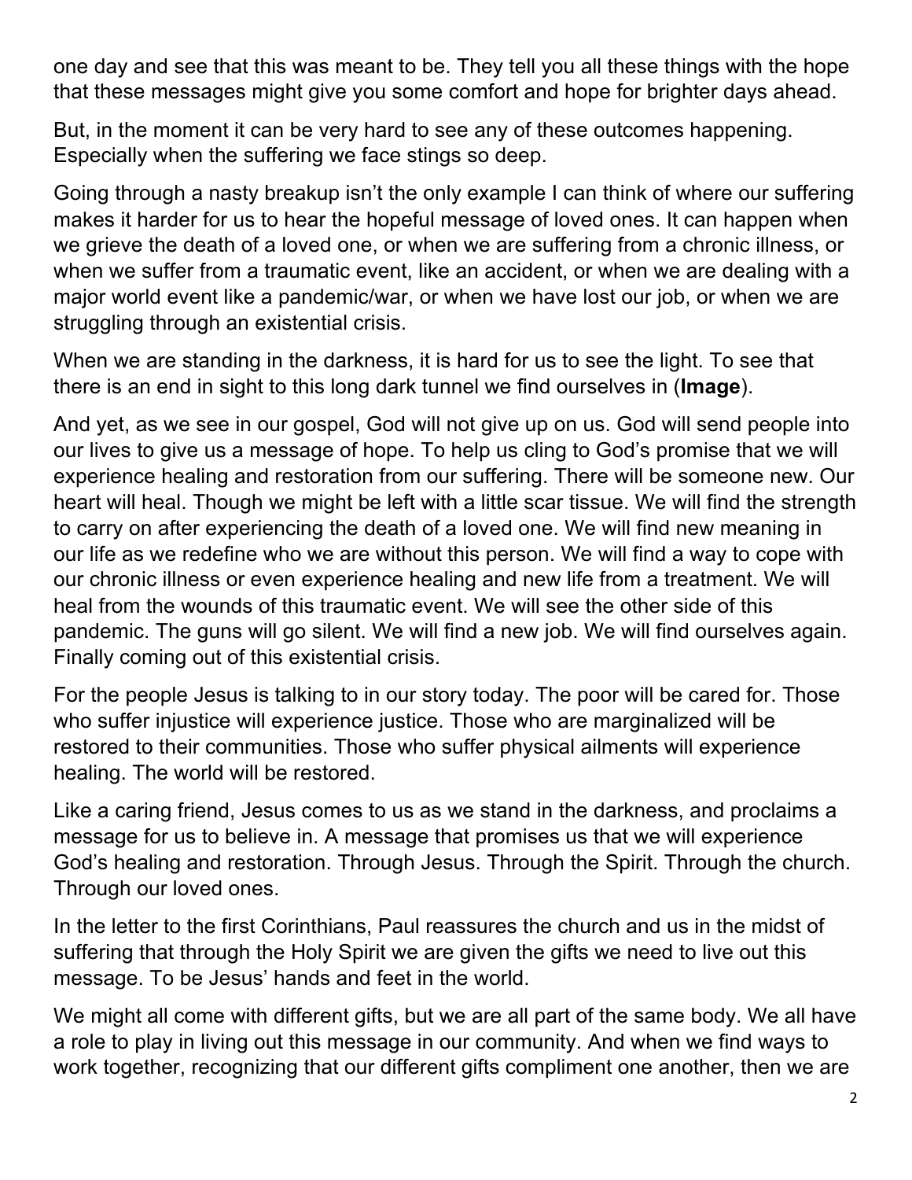one day and see that this was meant to be. They tell you all these things with the hope that these messages might give you some comfort and hope for brighter days ahead.

But, in the moment it can be very hard to see any of these outcomes happening. Especially when the suffering we face stings so deep.

Going through a nasty breakup isn't the only example I can think of where our suffering makes it harder for us to hear the hopeful message of loved ones. It can happen when we grieve the death of a loved one, or when we are suffering from a chronic illness, or when we suffer from a traumatic event, like an accident, or when we are dealing with a major world event like a pandemic/war, or when we have lost our job, or when we are struggling through an existential crisis.

When we are standing in the darkness, it is hard for us to see the light. To see that there is an end in sight to this long dark tunnel we find ourselves in (**Image**).

And yet, as we see in our gospel, God will not give up on us. God will send people into our lives to give us a message of hope. To help us cling to God's promise that we will experience healing and restoration from our suffering. There will be someone new. Our heart will heal. Though we might be left with a little scar tissue. We will find the strength to carry on after experiencing the death of a loved one. We will find new meaning in our life as we redefine who we are without this person. We will find a way to cope with our chronic illness or even experience healing and new life from a treatment. We will heal from the wounds of this traumatic event. We will see the other side of this pandemic. The guns will go silent. We will find a new job. We will find ourselves again. Finally coming out of this existential crisis.

For the people Jesus is talking to in our story today. The poor will be cared for. Those who suffer injustice will experience justice. Those who are marginalized will be restored to their communities. Those who suffer physical ailments will experience healing. The world will be restored.

Like a caring friend, Jesus comes to us as we stand in the darkness, and proclaims a message for us to believe in. A message that promises us that we will experience God's healing and restoration. Through Jesus. Through the Spirit. Through the church. Through our loved ones.

In the letter to the first Corinthians, Paul reassures the church and us in the midst of suffering that through the Holy Spirit we are given the gifts we need to live out this message. To be Jesus' hands and feet in the world.

We might all come with different gifts, but we are all part of the same body. We all have a role to play in living out this message in our community. And when we find ways to work together, recognizing that our different gifts compliment one another, then we are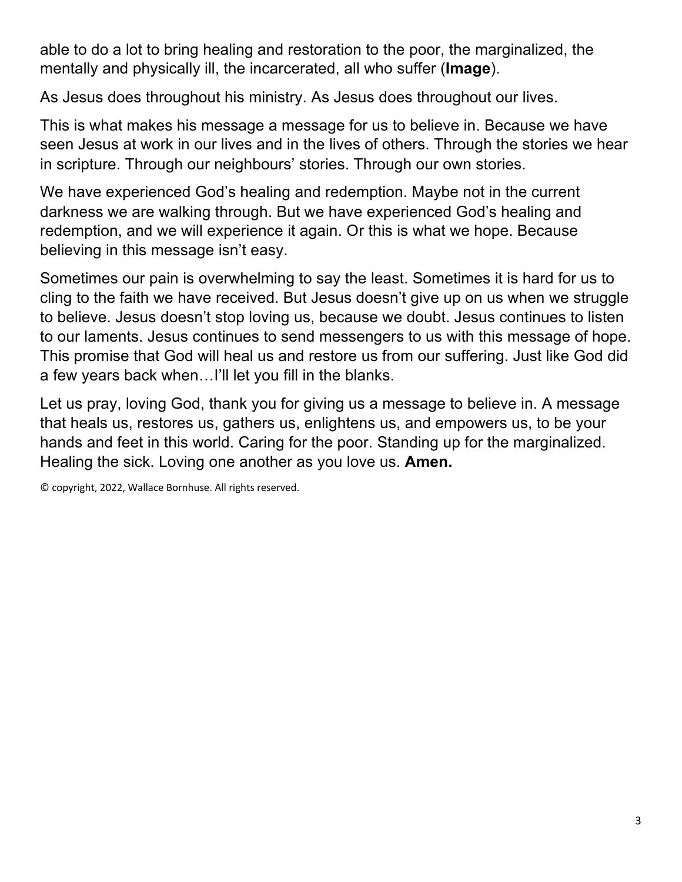able to do a lot to bring healing and restoration to the poor, the marginalized, the mentally and physically ill, the incarcerated, all who suffer (**Image**).

As Jesus does throughout his ministry. As Jesus does throughout our lives.

This is what makes his message a message for us to believe in. Because we have seen Jesus at work in our lives and in the lives of others. Through the stories we hear in scripture. Through our neighbours' stories. Through our own stories.

We have experienced God's healing and redemption. Maybe not in the current darkness we are walking through. But we have experienced God's healing and redemption, and we will experience it again. Or this is what we hope. Because believing in this message isn't easy.

Sometimes our pain is overwhelming to say the least. Sometimes it is hard for us to cling to the faith we have received. But Jesus doesn't give up on us when we struggle to believe. Jesus doesn't stop loving us, because we doubt. Jesus continues to listen to our laments. Jesus continues to send messengers to us with this message of hope. This promise that God will heal us and restore us from our suffering. Just like God did a few years back when…I'll let you fill in the blanks.

Let us pray, loving God, thank you for giving us a message to believe in. A message that heals us, restores us, gathers us, enlightens us, and empowers us, to be your hands and feet in this world. Caring for the poor. Standing up for the marginalized. Healing the sick. Loving one another as you love us. **Amen.**

© copyright, 2022, Wallace Bornhuse. All rights reserved.